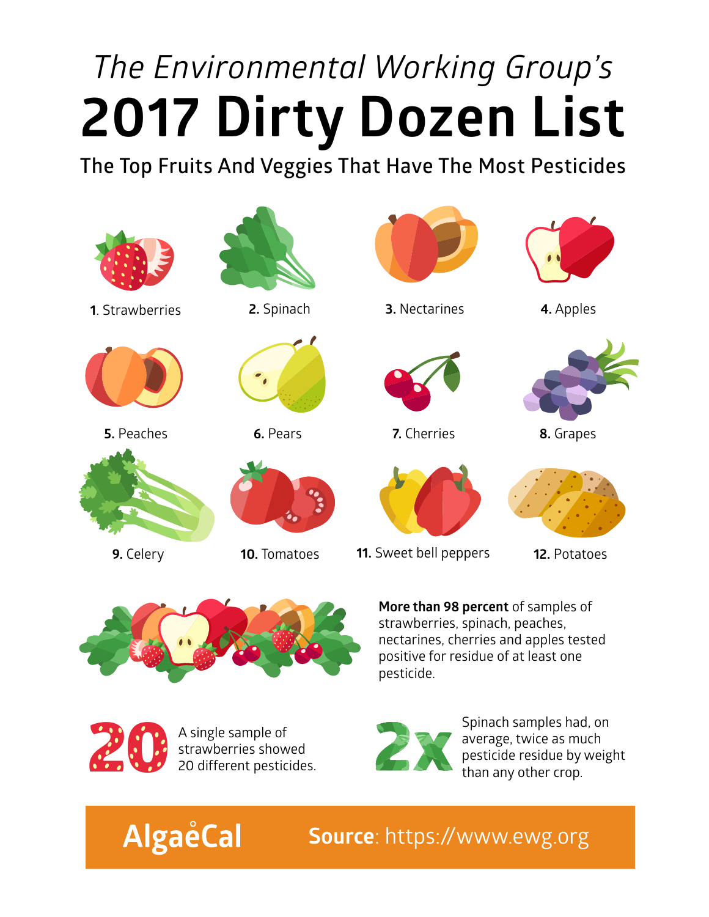*The Environmental Working Group's*

# 2017 Dirty Dozen List

## The Top Fruits And Veggies That Have The Most Pesticides

1. Strawberries
2. Spinach
3. Nectarines
4. Apples
5. Peaches
6. Pears
7. Cherries
8. Grapes
9. Celery
10. Tomatoes
11. Sweet bell peppers
12. Potatoes

**More than 98 percent** of samples of strawberries, spinach, peaches, nectarines, cherries and apples tested positive for residue of at least one pesticide.

**20** A single sample of strawberries showed 20 different pesticides.

**2x** Spinach samples had, on average, twice as much pesticide residue by weight than any other crop.

AlgaeCal

**Source**: https://www.ewg.org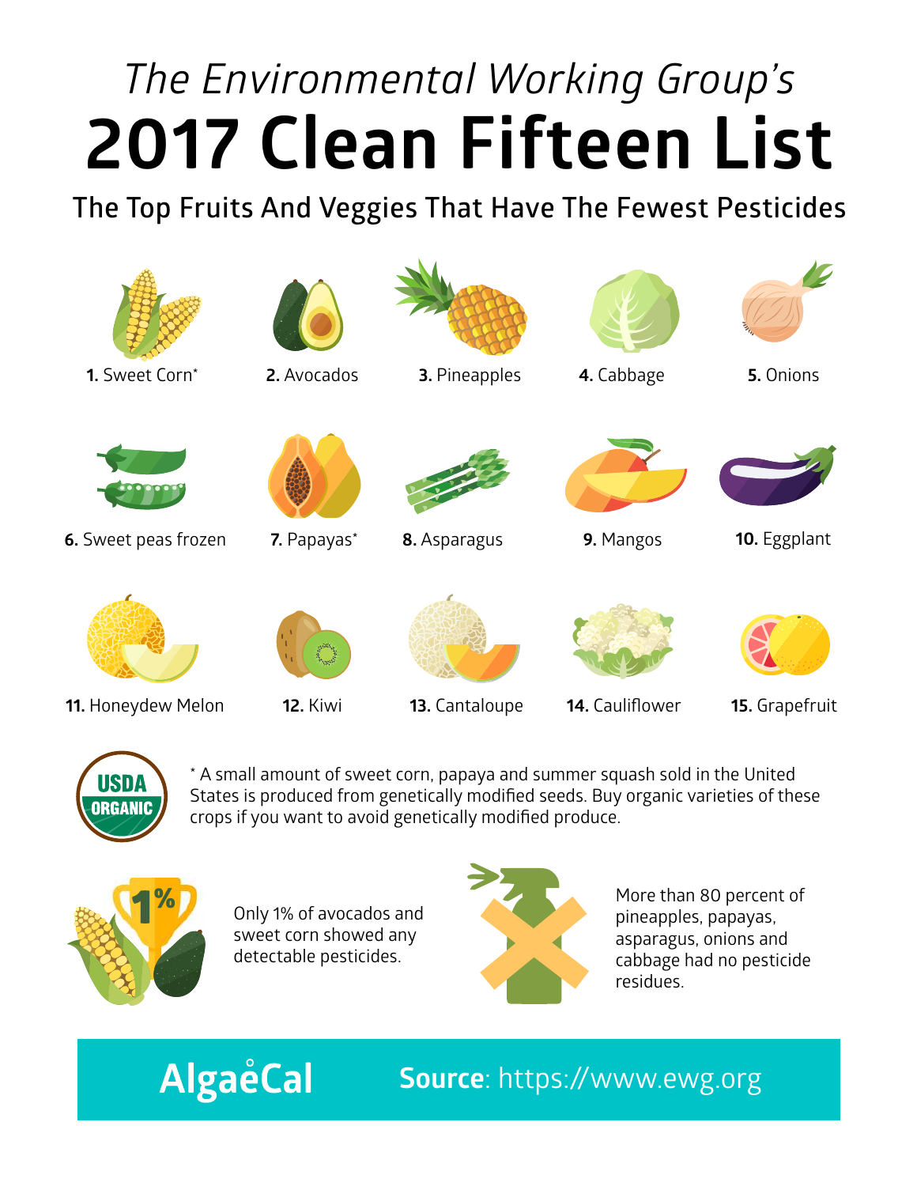*The Environmental Working Group's*

# 2017 Clean Fifteen List

## The Top Fruits And Veggies That Have The Fewest Pesticides

**1.** Sweet Corn*

**2.** Avocados

**3.** Pineapples

**4.** Cabbage

**5.** Onions

**6.** Sweet peas frozen

**7.** Papayas*

**8.** Asparagus

**9.** Mangos

**10.** Eggplant

**11.** Honeydew Melon

**12.** Kiwi

**13.** Cantaloupe

**14.** Cauliflower

**15.** Grapefruit

USDA ORGANIC

* A small amount of sweet corn, papaya and summer squash sold in the United States is produced from genetically modified seeds. Buy organic varieties of these crops if you want to avoid genetically modified produce.

1%

Only 1% of avocados and sweet corn showed any detectable pesticides.

More than 80 percent of pineapples, papayas, asparagus, onions and cabbage had no pesticide residues.

AlgaeCal

**Source**: https://www.ewg.org